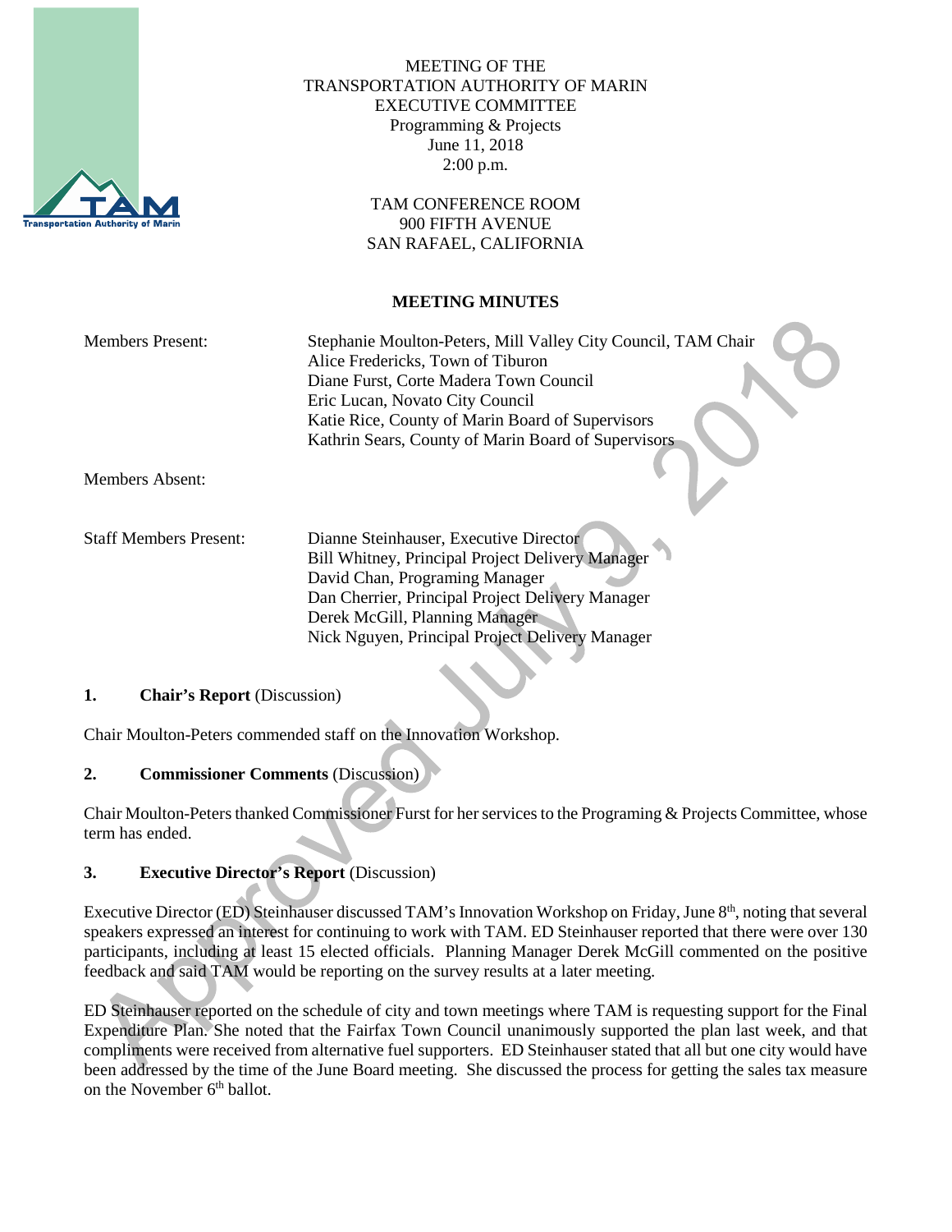MEETING OF THE
TRANSPORTATION AUTHORITY OF MARIN
EXECUTIVE COMMITTEE
Programming & Projects
June 11, 2018
2:00 p.m.

TAM CONFERENCE ROOM
900 FIFTH AVENUE
SAN RAFAEL, CALIFORNIA

**MEETING MINUTES**

Members Present: Stephanie Moulton-Peters, Mill Valley City Council, TAM Chair
Alice Fredericks, Town of Tiburon
Diane Furst, Corte Madera Town Council
Eric Lucan, Novato City Council
Katie Rice, County of Marin Board of Supervisors
Kathrin Sears, County of Marin Board of Supervisors

Members Absent:

Staff Members Present: Dianne Steinhauser, Executive Director
Bill Whitney, Principal Project Delivery Manager
David Chan, Programing Manager
Dan Cherrier, Principal Project Delivery Manager
Derek McGill, Planning Manager
Nick Nguyen, Principal Project Delivery Manager

## 1. **Chair's Report** (Discussion)

Chair Moulton-Peters commended staff on the Innovation Workshop.

## 2. **Commissioner Comments** (Discussion)

Chair Moulton-Peters thanked Commissioner Furst for her services to the Programing & Projects Committee, whose term has ended.

## 3. **Executive Director's Report** (Discussion)

Executive Director (ED) Steinhauser discussed TAM's Innovation Workshop on Friday, June 8th, noting that several speakers expressed an interest for continuing to work with TAM. ED Steinhauser reported that there were over 130 participants, including at least 15 elected officials. Planning Manager Derek McGill commented on the positive feedback and said TAM would be reporting on the survey results at a later meeting.

ED Steinhauser reported on the schedule of city and town meetings where TAM is requesting support for the Final Expenditure Plan. She noted that the Fairfax Town Council unanimously supported the plan last week, and that compliments were received from alternative fuel supporters. ED Steinhauser stated that all but one city would have been addressed by the time of the June Board meeting. She discussed the process for getting the sales tax measure on the November 6th ballot.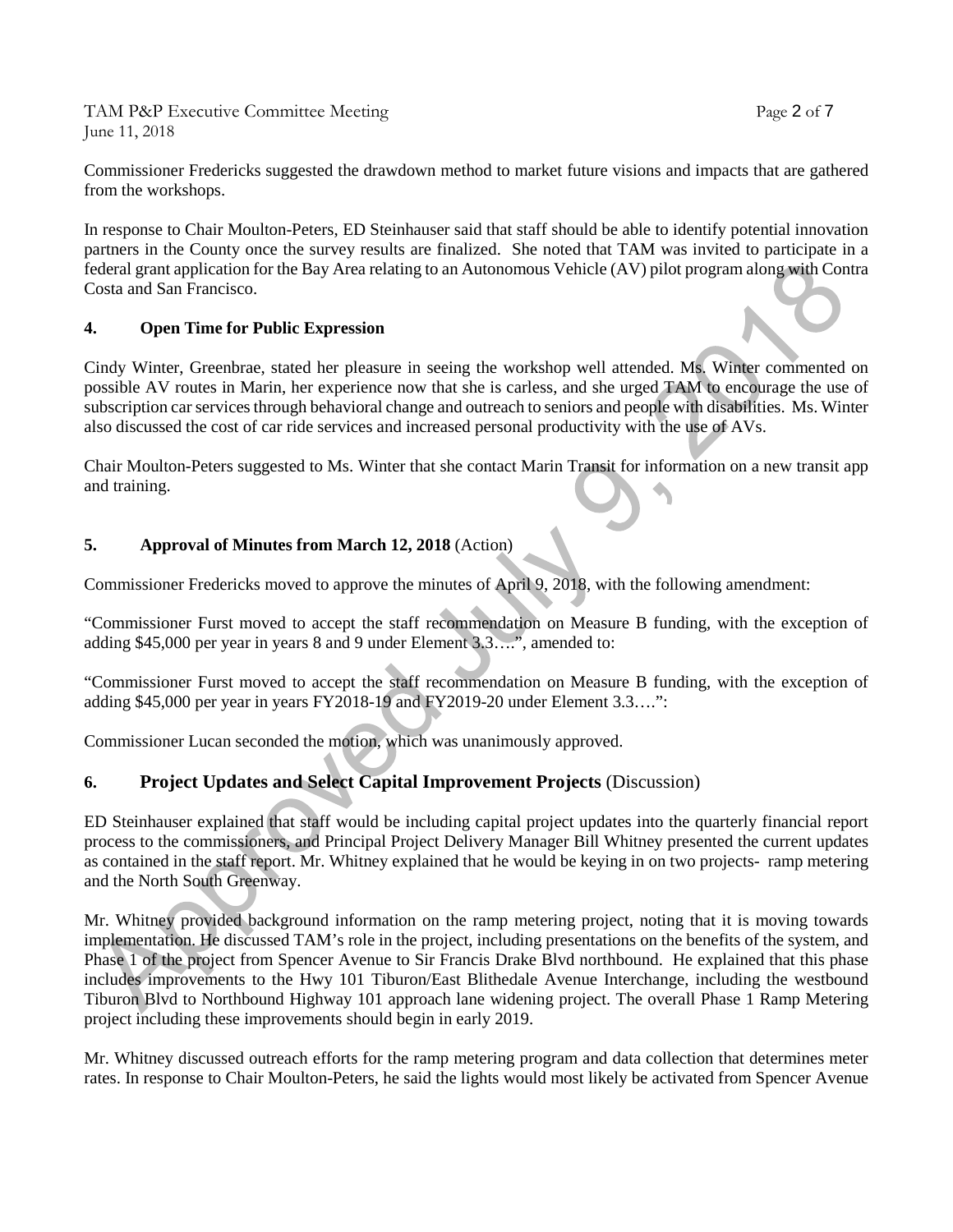Commissioner Fredericks suggested the drawdown method to market future visions and impacts that are gathered from the workshops.

In response to Chair Moulton-Peters, ED Steinhauser said that staff should be able to identify potential innovation partners in the County once the survey results are finalized. She noted that TAM was invited to participate in a federal grant application for the Bay Area relating to an Autonomous Vehicle (AV) pilot program along with Contra Costa and San Francisco.

## 4. Open Time for Public Expression

Cindy Winter, Greenbrae, stated her pleasure in seeing the workshop well attended. Ms. Winter commented on possible AV routes in Marin, her experience now that she is carless, and she urged TAM to encourage the use of subscription car services through behavioral change and outreach to seniors and people with disabilities. Ms. Winter also discussed the cost of car ride services and increased personal productivity with the use of AVs.

Chair Moulton-Peters suggested to Ms. Winter that she contact Marin Transit for information on a new transit app and training.

## 5. Approval of Minutes from March 12, 2018 (Action)

Commissioner Fredericks moved to approve the minutes of April 9, 2018, with the following amendment:

"Commissioner Furst moved to accept the staff recommendation on Measure B funding, with the exception of adding $45,000 per year in years 8 and 9 under Element 3.3….", amended to:

"Commissioner Furst moved to accept the staff recommendation on Measure B funding, with the exception of adding $45,000 per year in years FY2018-19 and FY2019-20 under Element 3.3….":

Commissioner Lucan seconded the motion, which was unanimously approved.

## 6. Project Updates and Select Capital Improvement Projects (Discussion)

ED Steinhauser explained that staff would be including capital project updates into the quarterly financial report process to the commissioners, and Principal Project Delivery Manager Bill Whitney presented the current updates as contained in the staff report. Mr. Whitney explained that he would be keying in on two projects- ramp metering and the North South Greenway.

Mr. Whitney provided background information on the ramp metering project, noting that it is moving towards implementation. He discussed TAM's role in the project, including presentations on the benefits of the system, and Phase 1 of the project from Spencer Avenue to Sir Francis Drake Blvd northbound. He explained that this phase includes improvements to the Hwy 101 Tiburon/East Blithedale Avenue Interchange, including the westbound Tiburon Blvd to Northbound Highway 101 approach lane widening project. The overall Phase 1 Ramp Metering project including these improvements should begin in early 2019.

Mr. Whitney discussed outreach efforts for the ramp metering program and data collection that determines meter rates. In response to Chair Moulton-Peters, he said the lights would most likely be activated from Spencer Avenue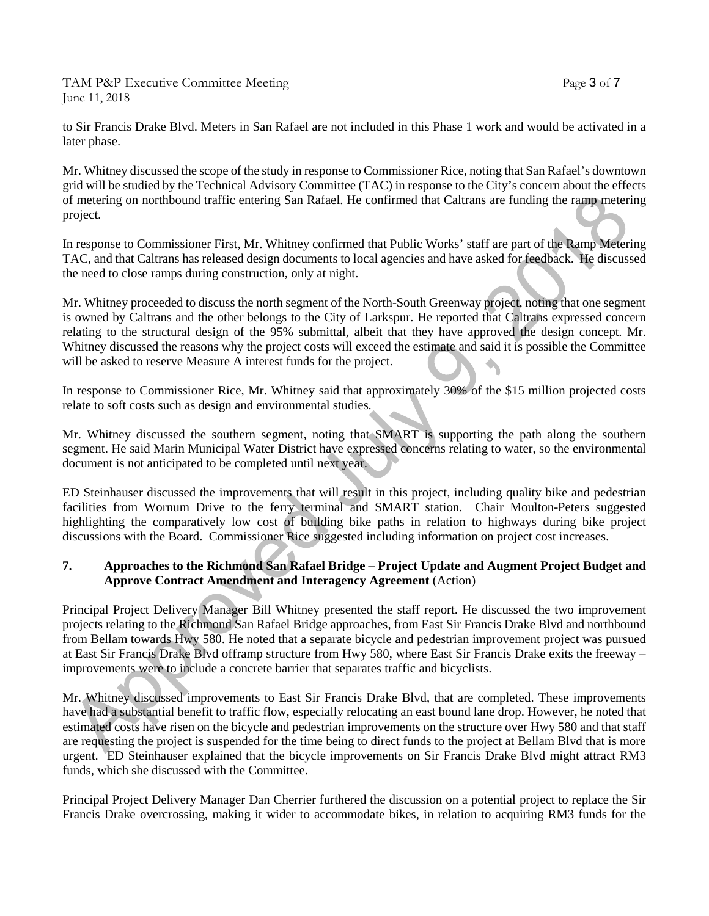to Sir Francis Drake Blvd. Meters in San Rafael are not included in this Phase 1 work and would be activated in a later phase.

Mr. Whitney discussed the scope of the study in response to Commissioner Rice, noting that San Rafael's downtown grid will be studied by the Technical Advisory Committee (TAC) in response to the City's concern about the effects of metering on northbound traffic entering San Rafael. He confirmed that Caltrans are funding the ramp metering project.

In response to Commissioner First, Mr. Whitney confirmed that Public Works' staff are part of the Ramp Metering TAC, and that Caltrans has released design documents to local agencies and have asked for feedback. He discussed the need to close ramps during construction, only at night.

Mr. Whitney proceeded to discuss the north segment of the North-South Greenway project, noting that one segment is owned by Caltrans and the other belongs to the City of Larkspur. He reported that Caltrans expressed concern relating to the structural design of the 95% submittal, albeit that they have approved the design concept. Mr. Whitney discussed the reasons why the project costs will exceed the estimate and said it is possible the Committee will be asked to reserve Measure A interest funds for the project.

In response to Commissioner Rice, Mr. Whitney said that approximately 30% of the $15 million projected costs relate to soft costs such as design and environmental studies.

Mr. Whitney discussed the southern segment, noting that SMART is supporting the path along the southern segment. He said Marin Municipal Water District have expressed concerns relating to water, so the environmental document is not anticipated to be completed until next year.

ED Steinhauser discussed the improvements that will result in this project, including quality bike and pedestrian facilities from Wornum Drive to the ferry terminal and SMART station. Chair Moulton-Peters suggested highlighting the comparatively low cost of building bike paths in relation to highways during bike project discussions with the Board. Commissioner Rice suggested including information on project cost increases.

**7. Approaches to the Richmond San Rafael Bridge – Project Update and Augment Project Budget and Approve Contract Amendment and Interagency Agreement** (Action)

Principal Project Delivery Manager Bill Whitney presented the staff report. He discussed the two improvement projects relating to the Richmond San Rafael Bridge approaches, from East Sir Francis Drake Blvd and northbound from Bellam towards Hwy 580. He noted that a separate bicycle and pedestrian improvement project was pursued at East Sir Francis Drake Blvd offramp structure from Hwy 580, where East Sir Francis Drake exits the freeway – improvements were to include a concrete barrier that separates traffic and bicyclists.

Mr. Whitney discussed improvements to East Sir Francis Drake Blvd, that are completed. These improvements have had a substantial benefit to traffic flow, especially relocating an east bound lane drop. However, he noted that estimated costs have risen on the bicycle and pedestrian improvements on the structure over Hwy 580 and that staff are requesting the project is suspended for the time being to direct funds to the project at Bellam Blvd that is more urgent. ED Steinhauser explained that the bicycle improvements on Sir Francis Drake Blvd might attract RM3 funds, which she discussed with the Committee.

Principal Project Delivery Manager Dan Cherrier furthered the discussion on a potential project to replace the Sir Francis Drake overcrossing, making it wider to accommodate bikes, in relation to acquiring RM3 funds for the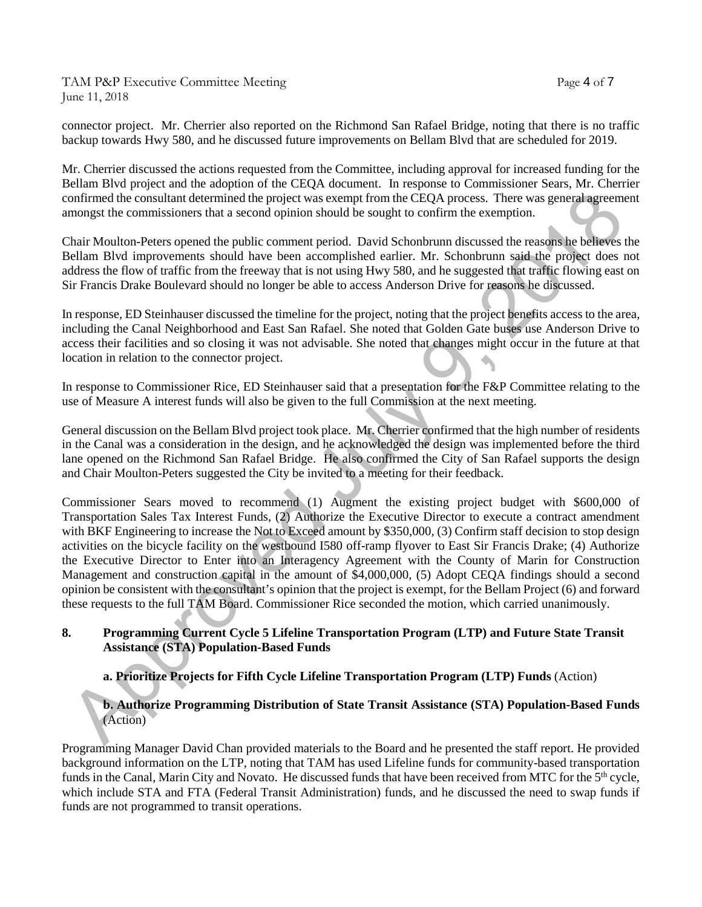connector project. Mr. Cherrier also reported on the Richmond San Rafael Bridge, noting that there is no traffic backup towards Hwy 580, and he discussed future improvements on Bellam Blvd that are scheduled for 2019.

Mr. Cherrier discussed the actions requested from the Committee, including approval for increased funding for the Bellam Blvd project and the adoption of the CEQA document. In response to Commissioner Sears, Mr. Cherrier confirmed the consultant determined the project was exempt from the CEQA process. There was general agreement amongst the commissioners that a second opinion should be sought to confirm the exemption.

Chair Moulton-Peters opened the public comment period. David Schonbrunn discussed the reasons he believes the Bellam Blvd improvements should have been accomplished earlier. Mr. Schonbrunn said the project does not address the flow of traffic from the freeway that is not using Hwy 580, and he suggested that traffic flowing east on Sir Francis Drake Boulevard should no longer be able to access Anderson Drive for reasons he discussed.

In response, ED Steinhauser discussed the timeline for the project, noting that the project benefits access to the area, including the Canal Neighborhood and East San Rafael. She noted that Golden Gate buses use Anderson Drive to access their facilities and so closing it was not advisable. She noted that changes might occur in the future at that location in relation to the connector project.

In response to Commissioner Rice, ED Steinhauser said that a presentation for the F&P Committee relating to the use of Measure A interest funds will also be given to the full Commission at the next meeting.

General discussion on the Bellam Blvd project took place. Mr. Cherrier confirmed that the high number of residents in the Canal was a consideration in the design, and he acknowledged the design was implemented before the third lane opened on the Richmond San Rafael Bridge. He also confirmed the City of San Rafael supports the design and Chair Moulton-Peters suggested the City be invited to a meeting for their feedback.

Commissioner Sears moved to recommend (1) Augment the existing project budget with $600,000 of Transportation Sales Tax Interest Funds, (2) Authorize the Executive Director to execute a contract amendment with BKF Engineering to increase the Not to Exceed amount by $350,000, (3) Confirm staff decision to stop design activities on the bicycle facility on the westbound I580 off-ramp flyover to East Sir Francis Drake; (4) Authorize the Executive Director to Enter into an Interagency Agreement with the County of Marin for Construction Management and construction capital in the amount of $4,000,000, (5) Adopt CEQA findings should a second opinion be consistent with the consultant's opinion that the project is exempt, for the Bellam Project (6) and forward these requests to the full TAM Board. Commissioner Rice seconded the motion, which carried unanimously.

**8. Programming Current Cycle 5 Lifeline Transportation Program (LTP) and Future State Transit Assistance (STA) Population-Based Funds**

**a. Prioritize Projects for Fifth Cycle Lifeline Transportation Program (LTP) Funds** (Action)

**b. Authorize Programming Distribution of State Transit Assistance (STA) Population-Based Funds** (Action)

Programming Manager David Chan provided materials to the Board and he presented the staff report. He provided background information on the LTP, noting that TAM has used Lifeline funds for community-based transportation funds in the Canal, Marin City and Novato. He discussed funds that have been received from MTC for the 5th cycle, which include STA and FTA (Federal Transit Administration) funds, and he discussed the need to swap funds if funds are not programmed to transit operations.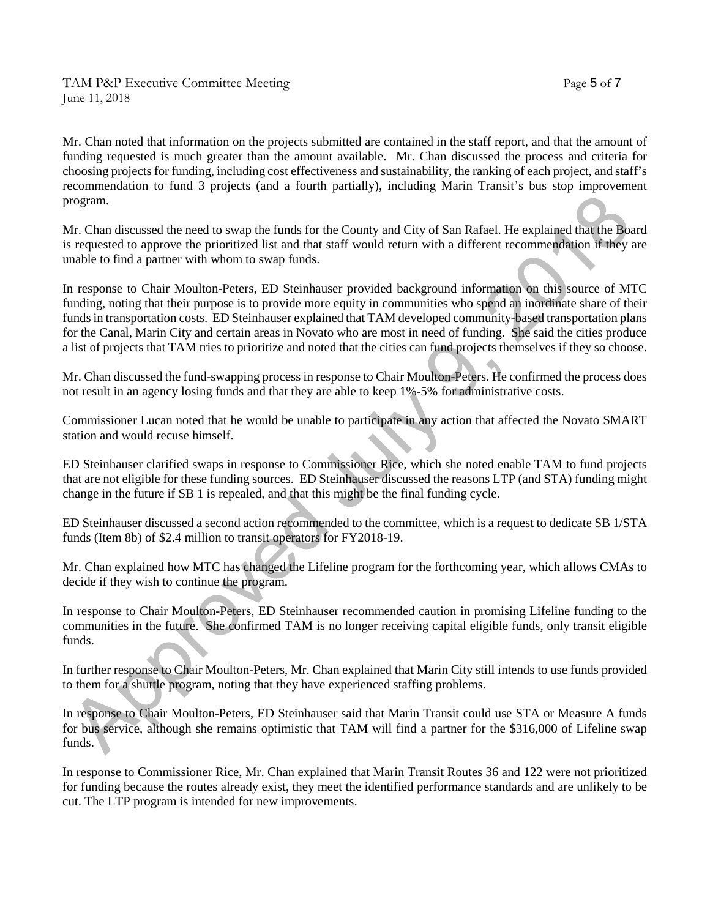Mr. Chan noted that information on the projects submitted are contained in the staff report, and that the amount of funding requested is much greater than the amount available. Mr. Chan discussed the process and criteria for choosing projects for funding, including cost effectiveness and sustainability, the ranking of each project, and staff's recommendation to fund 3 projects (and a fourth partially), including Marin Transit's bus stop improvement program.

Mr. Chan discussed the need to swap the funds for the County and City of San Rafael. He explained that the Board is requested to approve the prioritized list and that staff would return with a different recommendation if they are unable to find a partner with whom to swap funds.

In response to Chair Moulton-Peters, ED Steinhauser provided background information on this source of MTC funding, noting that their purpose is to provide more equity in communities who spend an inordinate share of their funds in transportation costs. ED Steinhauser explained that TAM developed community-based transportation plans for the Canal, Marin City and certain areas in Novato who are most in need of funding. She said the cities produce a list of projects that TAM tries to prioritize and noted that the cities can fund projects themselves if they so choose.

Mr. Chan discussed the fund-swapping process in response to Chair Moulton-Peters. He confirmed the process does not result in an agency losing funds and that they are able to keep 1%-5% for administrative costs.

Commissioner Lucan noted that he would be unable to participate in any action that affected the Novato SMART station and would recuse himself.

ED Steinhauser clarified swaps in response to Commissioner Rice, which she noted enable TAM to fund projects that are not eligible for these funding sources. ED Steinhauser discussed the reasons LTP (and STA) funding might change in the future if SB 1 is repealed, and that this might be the final funding cycle.

ED Steinhauser discussed a second action recommended to the committee, which is a request to dedicate SB 1/STA funds (Item 8b) of $2.4 million to transit operators for FY2018-19.

Mr. Chan explained how MTC has changed the Lifeline program for the forthcoming year, which allows CMAs to decide if they wish to continue the program.

In response to Chair Moulton-Peters, ED Steinhauser recommended caution in promising Lifeline funding to the communities in the future. She confirmed TAM is no longer receiving capital eligible funds, only transit eligible funds.

In further response to Chair Moulton-Peters, Mr. Chan explained that Marin City still intends to use funds provided to them for a shuttle program, noting that they have experienced staffing problems.

In response to Chair Moulton-Peters, ED Steinhauser said that Marin Transit could use STA or Measure A funds for bus service, although she remains optimistic that TAM will find a partner for the $316,000 of Lifeline swap funds.

In response to Commissioner Rice, Mr. Chan explained that Marin Transit Routes 36 and 122 were not prioritized for funding because the routes already exist, they meet the identified performance standards and are unlikely to be cut. The LTP program is intended for new improvements.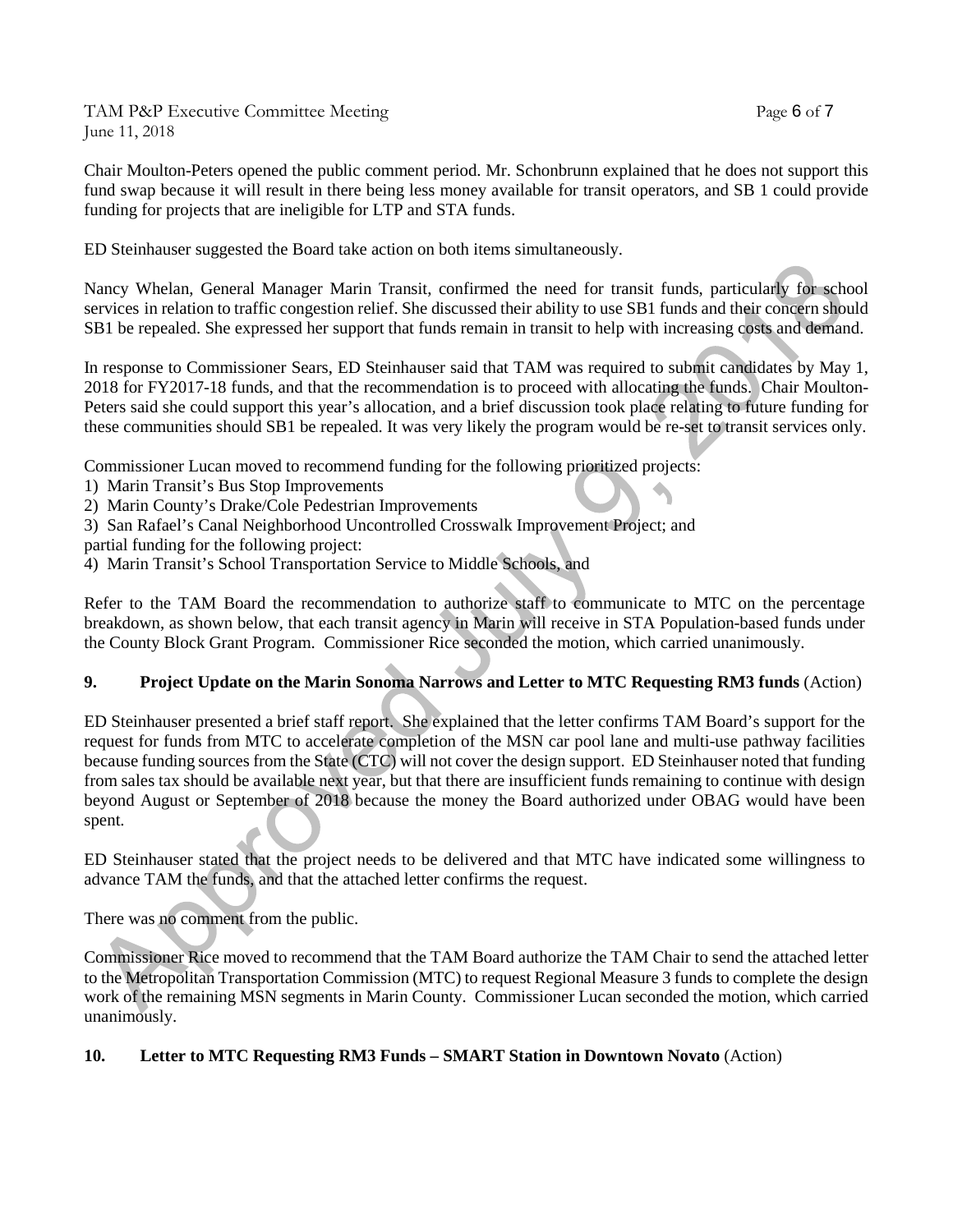Chair Moulton-Peters opened the public comment period. Mr. Schonbrunn explained that he does not support this fund swap because it will result in there being less money available for transit operators, and SB 1 could provide funding for projects that are ineligible for LTP and STA funds.

ED Steinhauser suggested the Board take action on both items simultaneously.

Nancy Whelan, General Manager Marin Transit, confirmed the need for transit funds, particularly for school services in relation to traffic congestion relief. She discussed their ability to use SB1 funds and their concern should SB1 be repealed. She expressed her support that funds remain in transit to help with increasing costs and demand.

In response to Commissioner Sears, ED Steinhauser said that TAM was required to submit candidates by May 1, 2018 for FY2017-18 funds, and that the recommendation is to proceed with allocating the funds. Chair Moulton-Peters said she could support this year's allocation, and a brief discussion took place relating to future funding for these communities should SB1 be repealed. It was very likely the program would be re-set to transit services only.

Commissioner Lucan moved to recommend funding for the following prioritized projects:

1) Marin Transit's Bus Stop Improvements
2) Marin County's Drake/Cole Pedestrian Improvements
3) San Rafael's Canal Neighborhood Uncontrolled Crosswalk Improvement Project; and

partial funding for the following project:

4) Marin Transit's School Transportation Service to Middle Schools, and

Refer to the TAM Board the recommendation to authorize staff to communicate to MTC on the percentage breakdown, as shown below, that each transit agency in Marin will receive in STA Population-based funds under the County Block Grant Program. Commissioner Rice seconded the motion, which carried unanimously.

**9. Project Update on the Marin Sonoma Narrows and Letter to MTC Requesting RM3 funds** (Action)

ED Steinhauser presented a brief staff report. She explained that the letter confirms TAM Board's support for the request for funds from MTC to accelerate completion of the MSN car pool lane and multi-use pathway facilities because funding sources from the State (CTC) will not cover the design support. ED Steinhauser noted that funding from sales tax should be available next year, but that there are insufficient funds remaining to continue with design beyond August or September of 2018 because the money the Board authorized under OBAG would have been spent.

ED Steinhauser stated that the project needs to be delivered and that MTC have indicated some willingness to advance TAM the funds, and that the attached letter confirms the request.

There was no comment from the public.

Commissioner Rice moved to recommend that the TAM Board authorize the TAM Chair to send the attached letter to the Metropolitan Transportation Commission (MTC) to request Regional Measure 3 funds to complete the design work of the remaining MSN segments in Marin County. Commissioner Lucan seconded the motion, which carried unanimously.

**10. Letter to MTC Requesting RM3 Funds – SMART Station in Downtown Novato** (Action)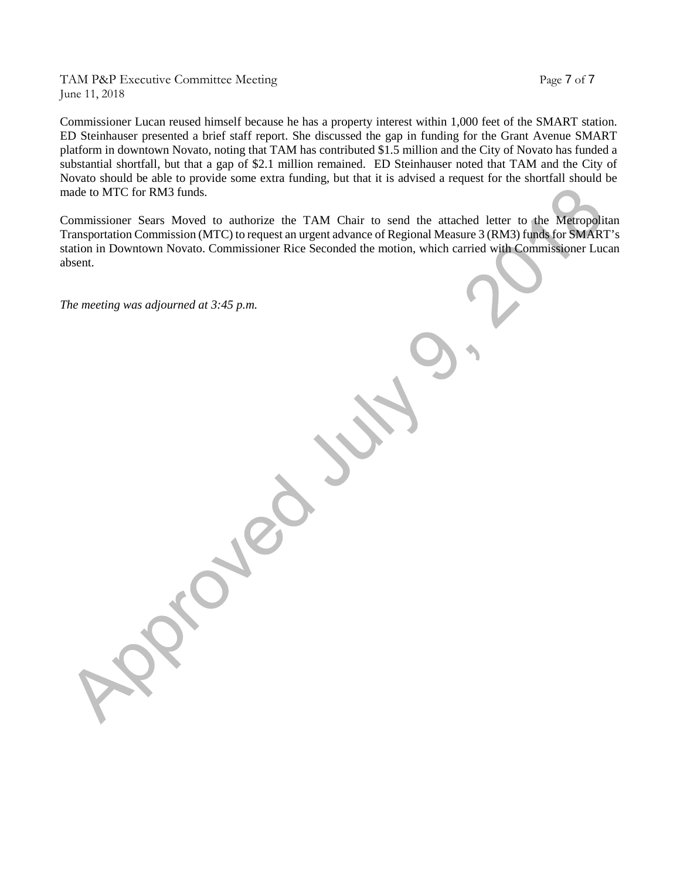Commissioner Lucan reused himself because he has a property interest within 1,000 feet of the SMART station. ED Steinhauser presented a brief staff report. She discussed the gap in funding for the Grant Avenue SMART platform in downtown Novato, noting that TAM has contributed $1.5 million and the City of Novato has funded a substantial shortfall, but that a gap of $2.1 million remained. ED Steinhauser noted that TAM and the City of Novato should be able to provide some extra funding, but that it is advised a request for the shortfall should be made to MTC for RM3 funds.

Commissioner Sears Moved to authorize the TAM Chair to send the attached letter to the Metropolitan Transportation Commission (MTC) to request an urgent advance of Regional Measure 3 (RM3) funds for SMART's station in Downtown Novato. Commissioner Rice Seconded the motion, which carried with Commissioner Lucan absent.

*The meeting was adjourned at 3:45 p.m.*

Approved July 9, 2018